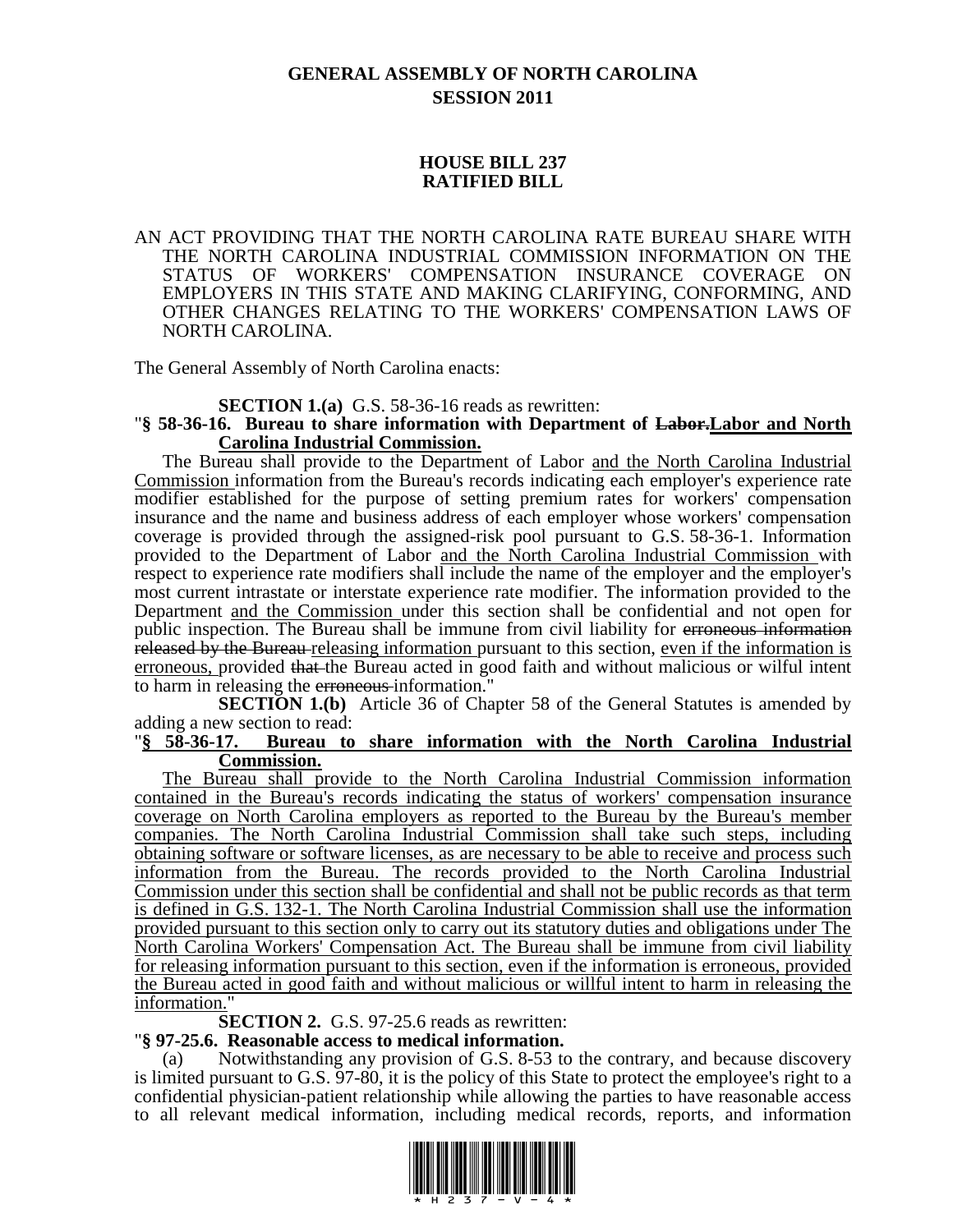# GENERAL ASSEMBLY OF NORTH CAROLINA
## SESSION 2011

## HOUSE BILL 237
## RATIFIED BILL

AN ACT PROVIDING THAT THE NORTH CAROLINA RATE BUREAU SHARE WITH THE NORTH CAROLINA INDUSTRIAL COMMISSION INFORMATION ON THE STATUS OF WORKERS' COMPENSATION INSURANCE COVERAGE ON EMPLOYERS IN THIS STATE AND MAKING CLARIFYING, CONFORMING, AND OTHER CHANGES RELATING TO THE WORKERS' COMPENSATION LAWS OF NORTH CAROLINA.

The General Assembly of North Carolina enacts:

**SECTION 1.(a)** G.S. 58-36-16 reads as rewritten:

"**§ 58-36-16. Bureau to share information with Department of ~~Labor.~~Labor and North Carolina Industrial Commission.**

The Bureau shall provide to the Department of Labor and the North Carolina Industrial Commission information from the Bureau's records indicating each employer's experience rate modifier established for the purpose of setting premium rates for workers' compensation insurance and the name and business address of each employer whose workers' compensation coverage is provided through the assigned-risk pool pursuant to G.S. 58-36-1. Information provided to the Department of Labor and the North Carolina Industrial Commission with respect to experience rate modifiers shall include the name of the employer and the employer's most current intrastate or interstate experience rate modifier. The information provided to the Department and the Commission under this section shall be confidential and not open for public inspection. The Bureau shall be immune from civil liability for ~~erroneous information released by the Bureau~~ releasing information pursuant to this section, even if the information is erroneous, provided ~~that~~ the Bureau acted in good faith and without malicious or wilful intent to harm in releasing the ~~erroneous~~ information."

**SECTION 1.(b)** Article 36 of Chapter 58 of the General Statutes is amended by adding a new section to read:

"**§ 58-36-17. Bureau to share information with the North Carolina Industrial Commission.**

The Bureau shall provide to the North Carolina Industrial Commission information contained in the Bureau's records indicating the status of workers' compensation insurance coverage on North Carolina employers as reported to the Bureau by the Bureau's member companies. The North Carolina Industrial Commission shall take such steps, including obtaining software or software licenses, as are necessary to be able to receive and process such information from the Bureau. The records provided to the North Carolina Industrial Commission under this section shall be confidential and shall not be public records as that term is defined in G.S. 132-1. The North Carolina Industrial Commission shall use the information provided pursuant to this section only to carry out its statutory duties and obligations under The North Carolina Workers' Compensation Act. The Bureau shall be immune from civil liability for releasing information pursuant to this section, even if the information is erroneous, provided the Bureau acted in good faith and without malicious or willful intent to harm in releasing the information."

**SECTION 2.** G.S. 97-25.6 reads as rewritten:

"**§ 97-25.6. Reasonable access to medical information.**

(a) Notwithstanding any provision of G.S. 8-53 to the contrary, and because discovery is limited pursuant to G.S. 97-80, it is the policy of this State to protect the employee's right to a confidential physician-patient relationship while allowing the parties to have reasonable access to all relevant medical information, including medical records, reports, and information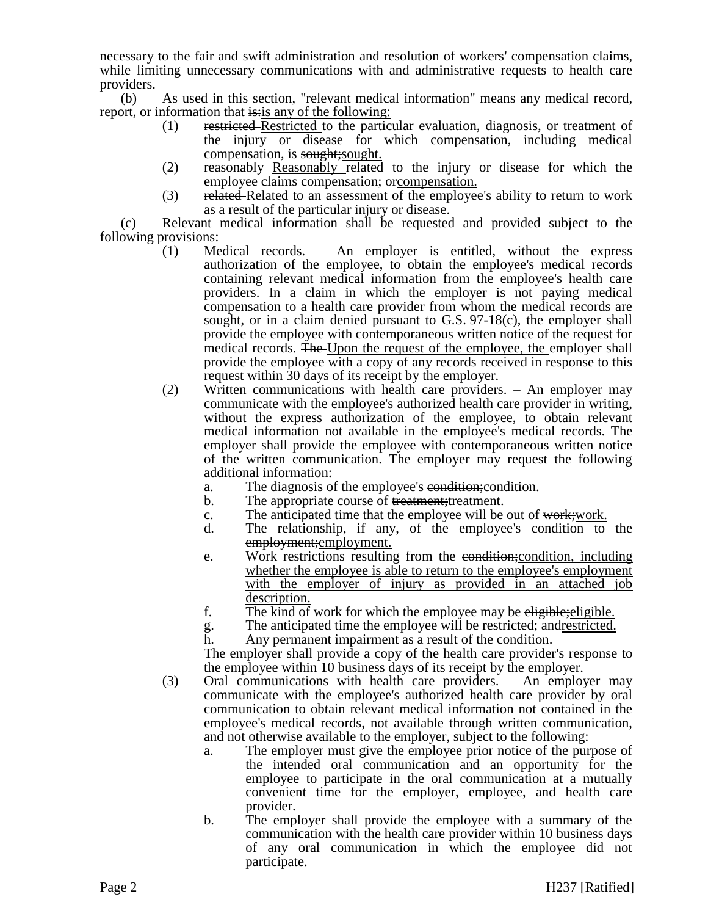necessary to the fair and swift administration and resolution of workers' compensation claims, while limiting unnecessary communications with and administrative requests to health care providers.

(b) As used in this section, "relevant medical information" means any medical record, report, or information that ~~is:~~<u>is any of the following:</u>

(1) ~~restricted~~ <u>Restricted</u> to the particular evaluation, diagnosis, or treatment of the injury or disease for which compensation, including medical compensation, is ~~sought;~~<u>sought.</u>

(2) ~~reasonably~~ <u>Reasonably</u> related to the injury or disease for which the employee claims ~~compensation; or~~<u>compensation.</u>

(3) ~~related~~ <u>Related</u> to an assessment of the employee's ability to return to work as a result of the particular injury or disease.

(c) Relevant medical information shall be requested and provided subject to the following provisions:

(1) Medical records. – An employer is entitled, without the express authorization of the employee, to obtain the employee's medical records containing relevant medical information from the employee's health care providers. In a claim in which the employer is not paying medical compensation to a health care provider from whom the medical records are sought, or in a claim denied pursuant to G.S. 97-18(c), the employer shall provide the employee with contemporaneous written notice of the request for medical records. ~~The~~ <u>Upon the request of the employee, the</u> employer shall provide the employee with a copy of any records received in response to this request within 30 days of its receipt by the employer.

(2) Written communications with health care providers. – An employer may communicate with the employee's authorized health care provider in writing, without the express authorization of the employee, to obtain relevant medical information not available in the employee's medical records. The employer shall provide the employee with contemporaneous written notice of the written communication. The employer may request the following additional information:

a. The diagnosis of the employee's ~~condition;~~<u>condition.</u>
b. The appropriate course of ~~treatment;~~<u>treatment.</u>
c. The anticipated time that the employee will be out of ~~work;~~<u>work.</u>
d. The relationship, if any, of the employee's condition to the ~~employment;~~<u>employment.</u>
e. Work restrictions resulting from the ~~condition;~~<u>condition, including whether the employee is able to return to the employee's employment with the employer of injury as provided in an attached job description.</u>
f. The kind of work for which the employee may be ~~eligible;~~<u>eligible.</u>
g. The anticipated time the employee will be ~~restricted; and~~<u>restricted.</u>
h. Any permanent impairment as a result of the condition.

The employer shall provide a copy of the health care provider's response to the employee within 10 business days of its receipt by the employer.

(3) Oral communications with health care providers. – An employer may communicate with the employee's authorized health care provider by oral communication to obtain relevant medical information not contained in the employee's medical records, not available through written communication, and not otherwise available to the employer, subject to the following:

a. The employer must give the employee prior notice of the purpose of the intended oral communication and an opportunity for the employee to participate in the oral communication at a mutually convenient time for the employer, employee, and health care provider.
b. The employer shall provide the employee with a summary of the communication with the health care provider within 10 business days of any oral communication in which the employee did not participate.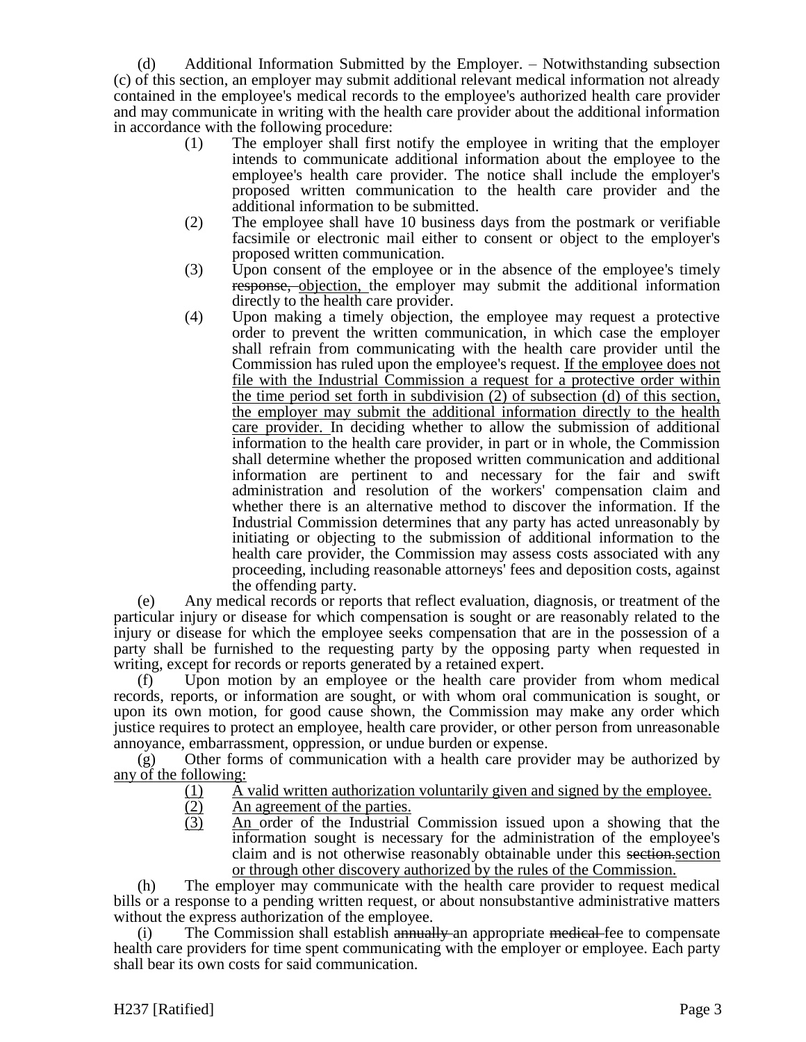(d) Additional Information Submitted by the Employer. – Notwithstanding subsection (c) of this section, an employer may submit additional relevant medical information not already contained in the employee's medical records to the employee's authorized health care provider and may communicate in writing with the health care provider about the additional information in accordance with the following procedure:

(1) The employer shall first notify the employee in writing that the employer intends to communicate additional information about the employee to the employee's health care provider. The notice shall include the employer's proposed written communication to the health care provider and the additional information to be submitted.

(2) The employee shall have 10 business days from the postmark or verifiable facsimile or electronic mail either to consent or object to the employer's proposed written communication.

(3) Upon consent of the employee or in the absence of the employee's timely ~~response,~~ objection, the employer may submit the additional information directly to the health care provider.

(4) Upon making a timely objection, the employee may request a protective order to prevent the written communication, in which case the employer shall refrain from communicating with the health care provider until the Commission has ruled upon the employee's request. If the employee does not file with the Industrial Commission a request for a protective order within the time period set forth in subdivision (2) of subsection (d) of this section, the employer may submit the additional information directly to the health care provider. In deciding whether to allow the submission of additional information to the health care provider, in part or in whole, the Commission shall determine whether the proposed written communication and additional information are pertinent to and necessary for the fair and swift administration and resolution of the workers' compensation claim and whether there is an alternative method to discover the information. If the Industrial Commission determines that any party has acted unreasonably by initiating or objecting to the submission of additional information to the health care provider, the Commission may assess costs associated with any proceeding, including reasonable attorneys' fees and deposition costs, against the offending party.

(e) Any medical records or reports that reflect evaluation, diagnosis, or treatment of the particular injury or disease for which compensation is sought or are reasonably related to the injury or disease for which the employee seeks compensation that are in the possession of a party shall be furnished to the requesting party by the opposing party when requested in writing, except for records or reports generated by a retained expert.

(f) Upon motion by an employee or the health care provider from whom medical records, reports, or information are sought, or with whom oral communication is sought, or upon its own motion, for good cause shown, the Commission may make any order which justice requires to protect an employee, health care provider, or other person from unreasonable annoyance, embarrassment, oppression, or undue burden or expense.

(g) Other forms of communication with a health care provider may be authorized by any of the following:

(1) A valid written authorization voluntarily given and signed by the employee.

(2) An agreement of the parties.

(3) An order of the Industrial Commission issued upon a showing that the information sought is necessary for the administration of the employee's claim and is not otherwise reasonably obtainable under this ~~section.~~section or through other discovery authorized by the rules of the Commission.

(h) The employer may communicate with the health care provider to request medical bills or a response to a pending written request, or about nonsubstantive administrative matters without the express authorization of the employee.

(i) The Commission shall establish ~~annually~~ an appropriate ~~medical~~ fee to compensate health care providers for time spent communicating with the employer or employee. Each party shall bear its own costs for said communication.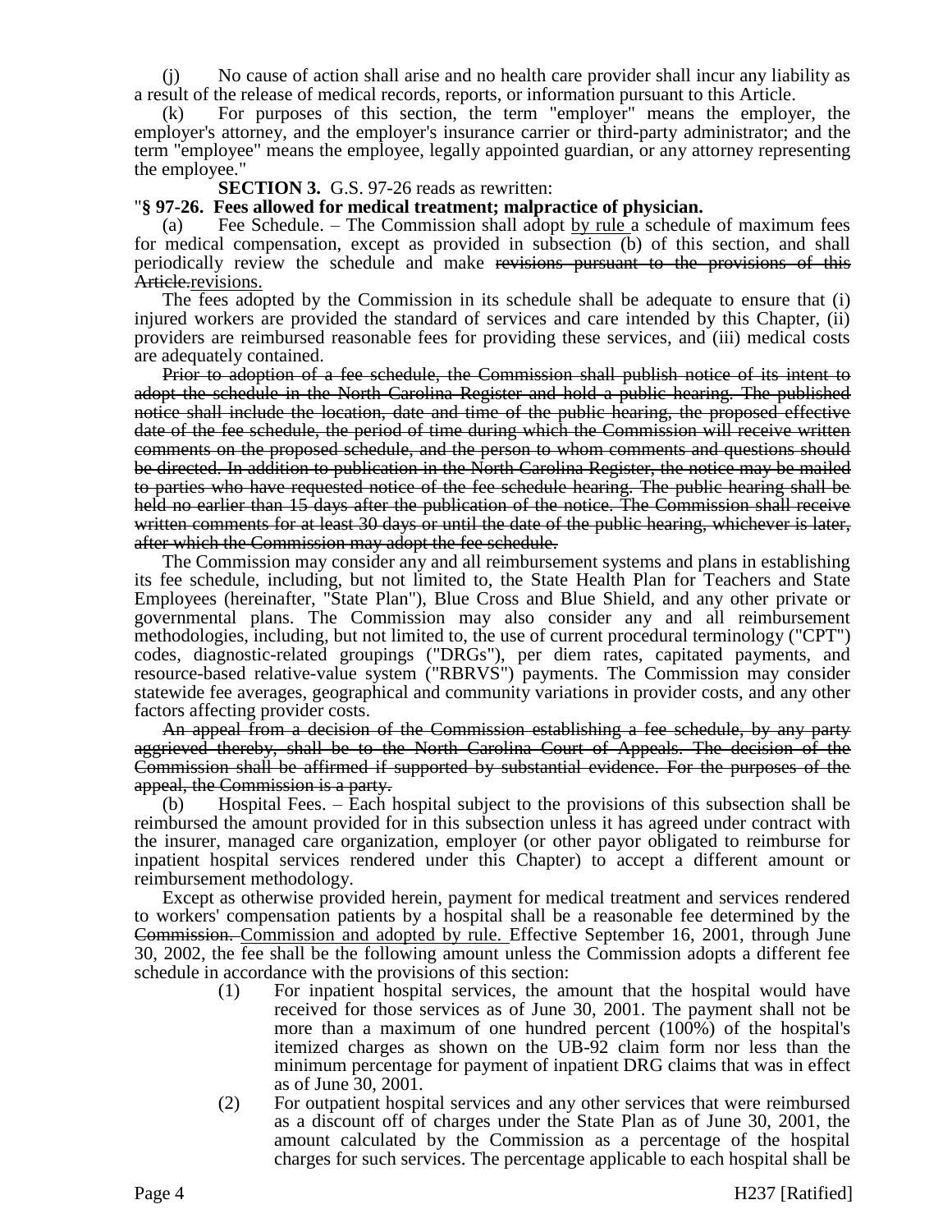(j) No cause of action shall arise and no health care provider shall incur any liability as a result of the release of medical records, reports, or information pursuant to this Article.

(k) For purposes of this section, the term "employer" means the employer, the employer's attorney, and the employer's insurance carrier or third-party administrator; and the term "employee" means the employee, legally appointed guardian, or any attorney representing the employee."

**SECTION 3.** G.S. 97-26 reads as rewritten:

"**§ 97-26. Fees allowed for medical treatment; malpractice of physician.**

(a) Fee Schedule. – The Commission shall adopt <u>by rule</u> a schedule of maximum fees for medical compensation, except as provided in subsection (b) of this section, and shall periodically review the schedule and make ~~revisions pursuant to the provisions of this Article.~~<u>revisions.</u>

The fees adopted by the Commission in its schedule shall be adequate to ensure that (i) injured workers are provided the standard of services and care intended by this Chapter, (ii) providers are reimbursed reasonable fees for providing these services, and (iii) medical costs are adequately contained.

~~Prior to adoption of a fee schedule, the Commission shall publish notice of its intent to adopt the schedule in the North Carolina Register and hold a public hearing. The published notice shall include the location, date and time of the public hearing, the proposed effective date of the fee schedule, the period of time during which the Commission will receive written comments on the proposed schedule, and the person to whom comments and questions should be directed. In addition to publication in the North Carolina Register, the notice may be mailed to parties who have requested notice of the fee schedule hearing. The public hearing shall be held no earlier than 15 days after the publication of the notice. The Commission shall receive written comments for at least 30 days or until the date of the public hearing, whichever is later, after which the Commission may adopt the fee schedule.~~

The Commission may consider any and all reimbursement systems and plans in establishing its fee schedule, including, but not limited to, the State Health Plan for Teachers and State Employees (hereinafter, "State Plan"), Blue Cross and Blue Shield, and any other private or governmental plans. The Commission may also consider any and all reimbursement methodologies, including, but not limited to, the use of current procedural terminology ("CPT") codes, diagnostic-related groupings ("DRGs"), per diem rates, capitated payments, and resource-based relative-value system ("RBRVS") payments. The Commission may consider statewide fee averages, geographical and community variations in provider costs, and any other factors affecting provider costs.

~~An appeal from a decision of the Commission establishing a fee schedule, by any party aggrieved thereby, shall be to the North Carolina Court of Appeals. The decision of the Commission shall be affirmed if supported by substantial evidence. For the purposes of the appeal, the Commission is a party.~~

(b) Hospital Fees. – Each hospital subject to the provisions of this subsection shall be reimbursed the amount provided for in this subsection unless it has agreed under contract with the insurer, managed care organization, employer (or other payor obligated to reimburse for inpatient hospital services rendered under this Chapter) to accept a different amount or reimbursement methodology.

Except as otherwise provided herein, payment for medical treatment and services rendered to workers' compensation patients by a hospital shall be a reasonable fee determined by the ~~Commission.~~ <u>Commission and adopted by rule.</u> Effective September 16, 2001, through June 30, 2002, the fee shall be the following amount unless the Commission adopts a different fee schedule in accordance with the provisions of this section:

(1) For inpatient hospital services, the amount that the hospital would have received for those services as of June 30, 2001. The payment shall not be more than a maximum of one hundred percent (100%) of the hospital's itemized charges as shown on the UB-92 claim form nor less than the minimum percentage for payment of inpatient DRG claims that was in effect as of June 30, 2001.

(2) For outpatient hospital services and any other services that were reimbursed as a discount off of charges under the State Plan as of June 30, 2001, the amount calculated by the Commission as a percentage of the hospital charges for such services. The percentage applicable to each hospital shall be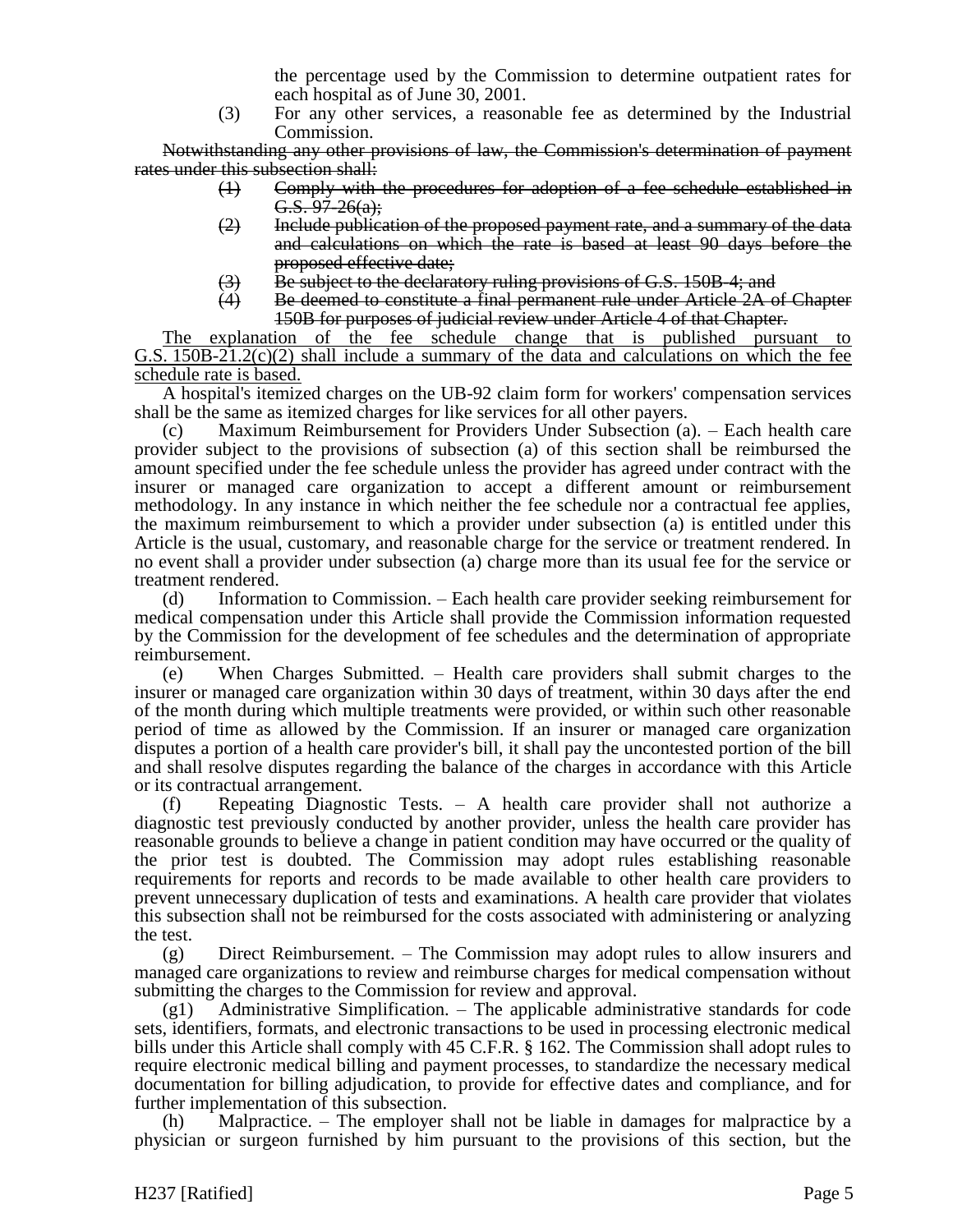the percentage used by the Commission to determine outpatient rates for each hospital as of June 30, 2001.

(3) For any other services, a reasonable fee as determined by the Industrial Commission.

~~Notwithstanding any other provisions of law, the Commission's determination of payment rates under this subsection shall:~~

~~(1) Comply with the procedures for adoption of a fee schedule established in G.S. 97-26(a);~~

~~(2) Include publication of the proposed payment rate, and a summary of the data and calculations on which the rate is based at least 90 days before the proposed effective date;~~

~~(3) Be subject to the declaratory ruling provisions of G.S. 150B-4; and~~

~~(4) Be deemed to constitute a final permanent rule under Article 2A of Chapter 150B for purposes of judicial review under Article 4 of that Chapter.~~

<u>The explanation of the fee schedule change that is published pursuant to G.S. 150B-21.2(c)(2) shall include a summary of the data and calculations on which the fee schedule rate is based.</u>

A hospital's itemized charges on the UB-92 claim form for workers' compensation services shall be the same as itemized charges for like services for all other payers.

(c) Maximum Reimbursement for Providers Under Subsection (a). – Each health care provider subject to the provisions of subsection (a) of this section shall be reimbursed the amount specified under the fee schedule unless the provider has agreed under contract with the insurer or managed care organization to accept a different amount or reimbursement methodology. In any instance in which neither the fee schedule nor a contractual fee applies, the maximum reimbursement to which a provider under subsection (a) is entitled under this Article is the usual, customary, and reasonable charge for the service or treatment rendered. In no event shall a provider under subsection (a) charge more than its usual fee for the service or treatment rendered.

(d) Information to Commission. – Each health care provider seeking reimbursement for medical compensation under this Article shall provide the Commission information requested by the Commission for the development of fee schedules and the determination of appropriate reimbursement.

(e) When Charges Submitted. – Health care providers shall submit charges to the insurer or managed care organization within 30 days of treatment, within 30 days after the end of the month during which multiple treatments were provided, or within such other reasonable period of time as allowed by the Commission. If an insurer or managed care organization disputes a portion of a health care provider's bill, it shall pay the uncontested portion of the bill and shall resolve disputes regarding the balance of the charges in accordance with this Article or its contractual arrangement.

(f) Repeating Diagnostic Tests. – A health care provider shall not authorize a diagnostic test previously conducted by another provider, unless the health care provider has reasonable grounds to believe a change in patient condition may have occurred or the quality of the prior test is doubted. The Commission may adopt rules establishing reasonable requirements for reports and records to be made available to other health care providers to prevent unnecessary duplication of tests and examinations. A health care provider that violates this subsection shall not be reimbursed for the costs associated with administering or analyzing the test.

(g) Direct Reimbursement. – The Commission may adopt rules to allow insurers and managed care organizations to review and reimburse charges for medical compensation without submitting the charges to the Commission for review and approval.

(g1) Administrative Simplification. – The applicable administrative standards for code sets, identifiers, formats, and electronic transactions to be used in processing electronic medical bills under this Article shall comply with 45 C.F.R. § 162. The Commission shall adopt rules to require electronic medical billing and payment processes, to standardize the necessary medical documentation for billing adjudication, to provide for effective dates and compliance, and for further implementation of this subsection.

(h) Malpractice. – The employer shall not be liable in damages for malpractice by a physician or surgeon furnished by him pursuant to the provisions of this section, but the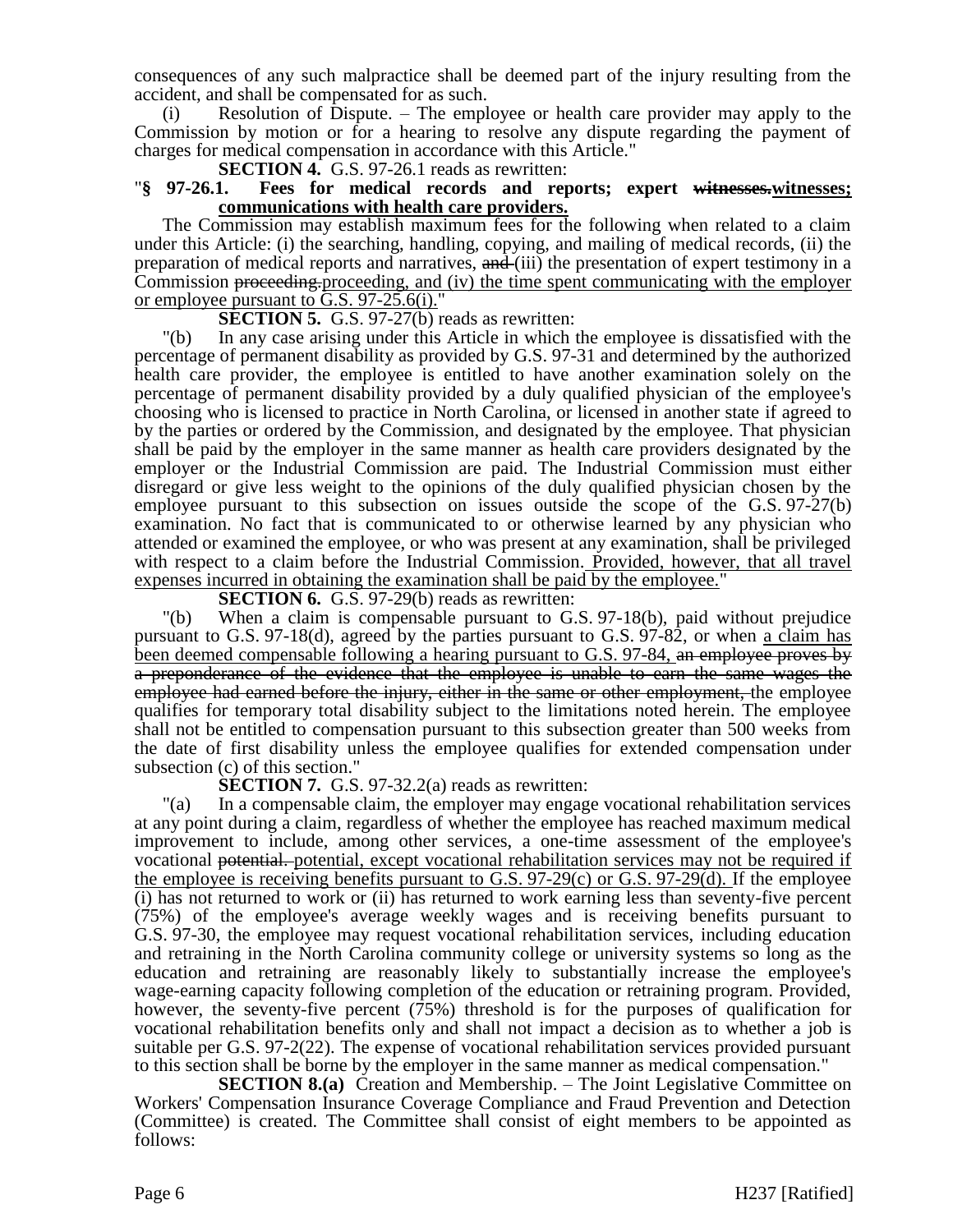consequences of any such malpractice shall be deemed part of the injury resulting from the accident, and shall be compensated for as such.

(i) Resolution of Dispute. – The employee or health care provider may apply to the Commission by motion or for a hearing to resolve any dispute regarding the payment of charges for medical compensation in accordance with this Article."

**SECTION 4.** G.S. 97-26.1 reads as rewritten:

"**§ 97-26.1. Fees for medical records and reports; expert ~~witnesses.~~witnesses; communications with health care providers.**

The Commission may establish maximum fees for the following when related to a claim under this Article: (i) the searching, handling, copying, and mailing of medical records, (ii) the preparation of medical reports and narratives, ~~and~~ (iii) the presentation of expert testimony in a Commission ~~proceeding.~~proceeding, and (iv) the time spent communicating with the employer or employee pursuant to G.S. 97-25.6(i)."

**SECTION 5.** G.S. 97-27(b) reads as rewritten:

"(b) In any case arising under this Article in which the employee is dissatisfied with the percentage of permanent disability as provided by G.S. 97-31 and determined by the authorized health care provider, the employee is entitled to have another examination solely on the percentage of permanent disability provided by a duly qualified physician of the employee's choosing who is licensed to practice in North Carolina, or licensed in another state if agreed to by the parties or ordered by the Commission, and designated by the employee. That physician shall be paid by the employer in the same manner as health care providers designated by the employer or the Industrial Commission are paid. The Industrial Commission must either disregard or give less weight to the opinions of the duly qualified physician chosen by the employee pursuant to this subsection on issues outside the scope of the G.S. 97-27(b) examination. No fact that is communicated to or otherwise learned by any physician who attended or examined the employee, or who was present at any examination, shall be privileged with respect to a claim before the Industrial Commission. Provided, however, that all travel expenses incurred in obtaining the examination shall be paid by the employee."

**SECTION 6.** G.S. 97-29(b) reads as rewritten:

"(b) When a claim is compensable pursuant to G.S. 97-18(b), paid without prejudice pursuant to G.S. 97-18(d), agreed by the parties pursuant to G.S. 97-82, or when a claim has been deemed compensable following a hearing pursuant to G.S. 97-84, ~~an employee proves by a preponderance of the evidence that the employee is unable to earn the same wages the employee had earned before the injury, either in the same or other employment,~~ the employee qualifies for temporary total disability subject to the limitations noted herein. The employee shall not be entitled to compensation pursuant to this subsection greater than 500 weeks from the date of first disability unless the employee qualifies for extended compensation under subsection (c) of this section."

**SECTION 7.** G.S. 97-32.2(a) reads as rewritten:

"(a) In a compensable claim, the employer may engage vocational rehabilitation services at any point during a claim, regardless of whether the employee has reached maximum medical improvement to include, among other services, a one-time assessment of the employee's vocational ~~potential.~~ potential, except vocational rehabilitation services may not be required if the employee is receiving benefits pursuant to G.S. 97-29(c) or G.S. 97-29(d). If the employee (i) has not returned to work or (ii) has returned to work earning less than seventy-five percent (75%) of the employee's average weekly wages and is receiving benefits pursuant to G.S. 97-30, the employee may request vocational rehabilitation services, including education and retraining in the North Carolina community college or university systems so long as the education and retraining are reasonably likely to substantially increase the employee's wage-earning capacity following completion of the education or retraining program. Provided, however, the seventy-five percent (75%) threshold is for the purposes of qualification for vocational rehabilitation benefits only and shall not impact a decision as to whether a job is suitable per G.S. 97-2(22). The expense of vocational rehabilitation services provided pursuant to this section shall be borne by the employer in the same manner as medical compensation."

**SECTION 8.(a)** Creation and Membership. – The Joint Legislative Committee on Workers' Compensation Insurance Coverage Compliance and Fraud Prevention and Detection (Committee) is created. The Committee shall consist of eight members to be appointed as follows: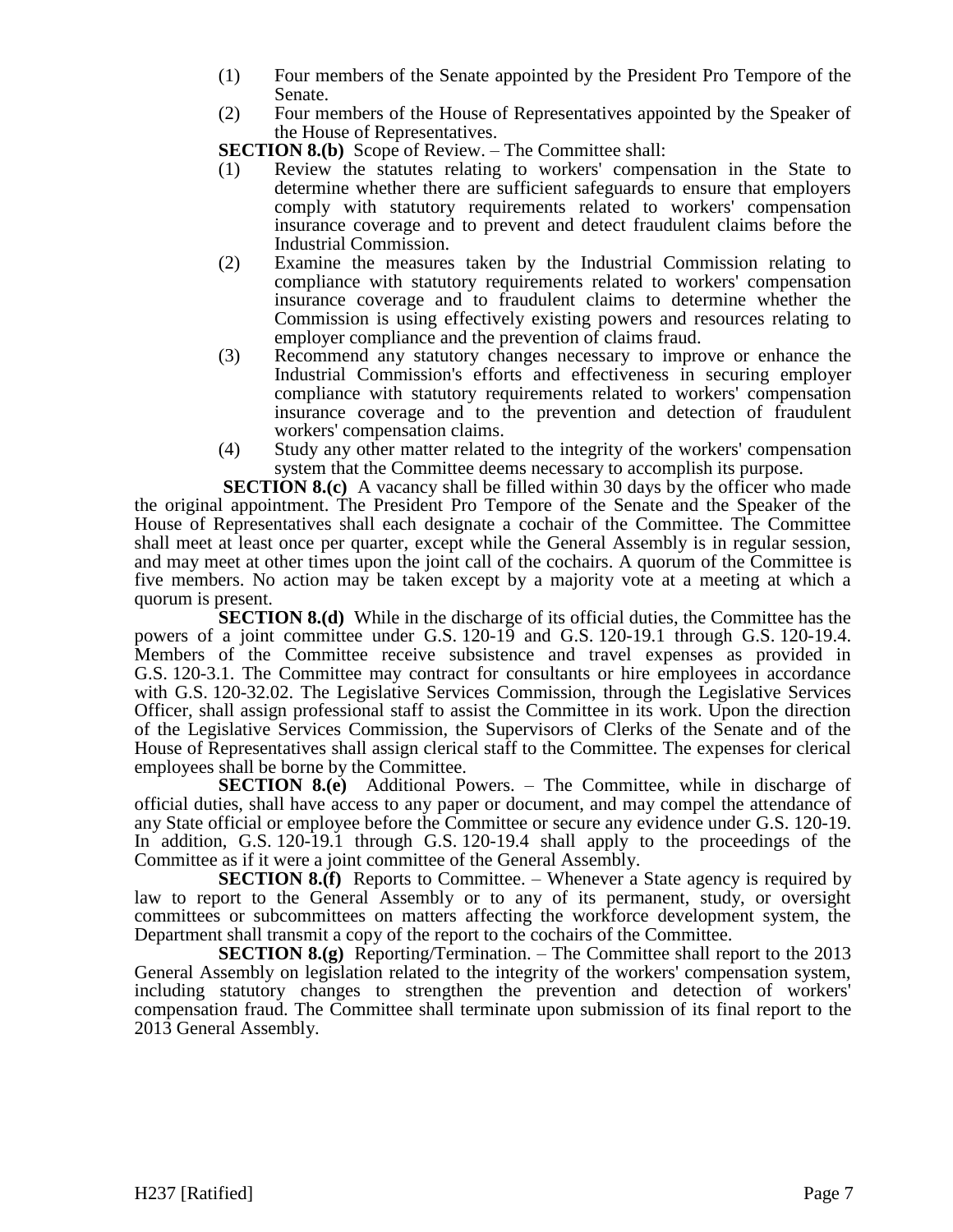(1) Four members of the Senate appointed by the President Pro Tempore of the Senate.

(2) Four members of the House of Representatives appointed by the Speaker of the House of Representatives.

**SECTION 8.(b)** Scope of Review. – The Committee shall:

(1) Review the statutes relating to workers' compensation in the State to determine whether there are sufficient safeguards to ensure that employers comply with statutory requirements related to workers' compensation insurance coverage and to prevent and detect fraudulent claims before the Industrial Commission.

(2) Examine the measures taken by the Industrial Commission relating to compliance with statutory requirements related to workers' compensation insurance coverage and to fraudulent claims to determine whether the Commission is using effectively existing powers and resources relating to employer compliance and the prevention of claims fraud.

(3) Recommend any statutory changes necessary to improve or enhance the Industrial Commission's efforts and effectiveness in securing employer compliance with statutory requirements related to workers' compensation insurance coverage and to the prevention and detection of fraudulent workers' compensation claims.

(4) Study any other matter related to the integrity of the workers' compensation system that the Committee deems necessary to accomplish its purpose.

**SECTION 8.(c)** A vacancy shall be filled within 30 days by the officer who made the original appointment. The President Pro Tempore of the Senate and the Speaker of the House of Representatives shall each designate a cochair of the Committee. The Committee shall meet at least once per quarter, except while the General Assembly is in regular session, and may meet at other times upon the joint call of the cochairs. A quorum of the Committee is five members. No action may be taken except by a majority vote at a meeting at which a quorum is present.

**SECTION 8.(d)** While in the discharge of its official duties, the Committee has the powers of a joint committee under G.S. 120-19 and G.S. 120-19.1 through G.S. 120-19.4. Members of the Committee receive subsistence and travel expenses as provided in G.S. 120-3.1. The Committee may contract for consultants or hire employees in accordance with G.S. 120-32.02. The Legislative Services Commission, through the Legislative Services Officer, shall assign professional staff to assist the Committee in its work. Upon the direction of the Legislative Services Commission, the Supervisors of Clerks of the Senate and of the House of Representatives shall assign clerical staff to the Committee. The expenses for clerical employees shall be borne by the Committee.

**SECTION 8.(e)** Additional Powers. – The Committee, while in discharge of official duties, shall have access to any paper or document, and may compel the attendance of any State official or employee before the Committee or secure any evidence under G.S. 120-19. In addition, G.S. 120-19.1 through G.S. 120-19.4 shall apply to the proceedings of the Committee as if it were a joint committee of the General Assembly.

**SECTION 8.(f)** Reports to Committee. – Whenever a State agency is required by law to report to the General Assembly or to any of its permanent, study, or oversight committees or subcommittees on matters affecting the workforce development system, the Department shall transmit a copy of the report to the cochairs of the Committee.

**SECTION 8.(g)** Reporting/Termination. – The Committee shall report to the 2013 General Assembly on legislation related to the integrity of the workers' compensation system, including statutory changes to strengthen the prevention and detection of workers' compensation fraud. The Committee shall terminate upon submission of its final report to the 2013 General Assembly.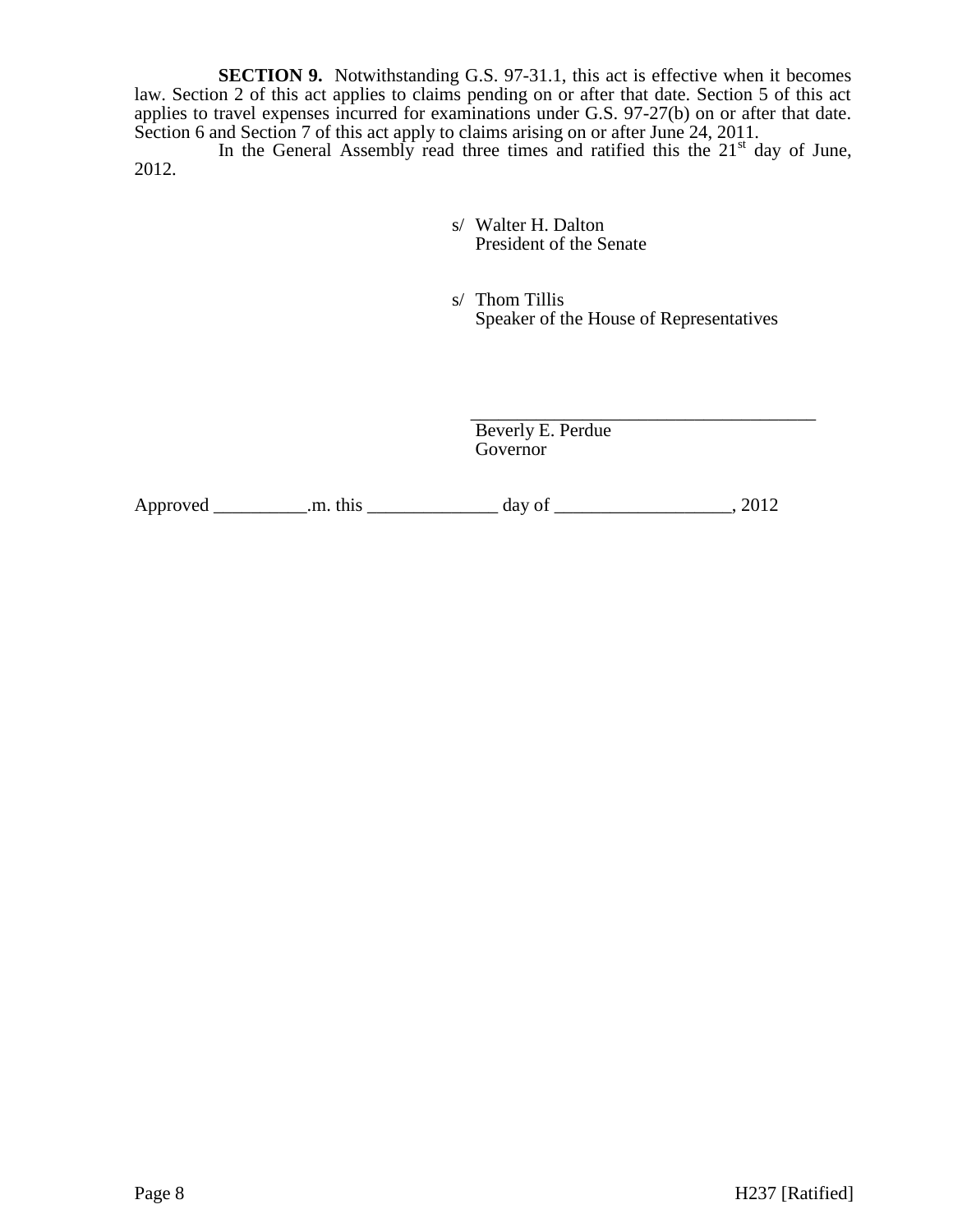**SECTION 9.** Notwithstanding G.S. 97-31.1, this act is effective when it becomes law. Section 2 of this act applies to claims pending on or after that date. Section 5 of this act applies to travel expenses incurred for examinations under G.S. 97-27(b) on or after that date. Section 6 and Section 7 of this act apply to claims arising on or after June 24, 2011.

In the General Assembly read three times and ratified this the 21st day of June, 2012.

s/ Walter H. Dalton
President of the Senate

s/ Thom Tillis
Speaker of the House of Representatives

\_\_\_\_\_\_\_\_\_\_\_\_\_\_\_\_\_\_\_\_\_\_\_\_\_\_\_\_\_\_\_\_\_\_\_\_\_\_
Beverly E. Perdue
Governor

Approved \_\_\_\_\_\_\_\_\_\_.m. this \_\_\_\_\_\_\_\_\_\_\_\_\_\_ day of \_\_\_\_\_\_\_\_\_\_\_\_\_\_\_\_\_\_\_, 2012